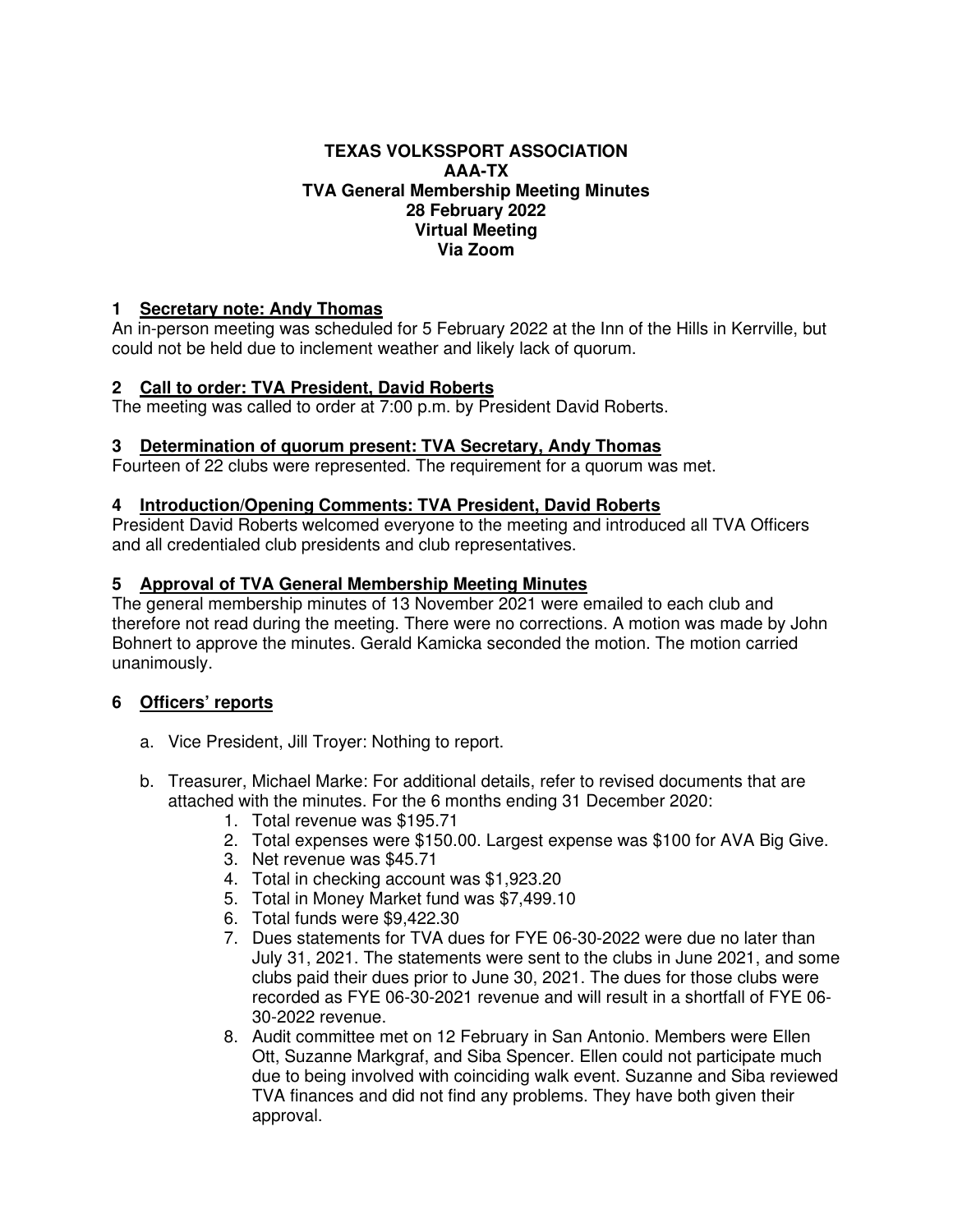**TEXAS VOLKSSPORT ASSOCIATION**
**AAA-TX**
**TVA General Membership Meeting Minutes**
**28 February 2022**
**Virtual Meeting**
**Via Zoom**

## 1 Secretary note: Andy Thomas

An in-person meeting was scheduled for 5 February 2022 at the Inn of the Hills in Kerrville, but could not be held due to inclement weather and likely lack of quorum.

## 2 Call to order: TVA President, David Roberts

The meeting was called to order at 7:00 p.m. by President David Roberts.

## 3 Determination of quorum present: TVA Secretary, Andy Thomas

Fourteen of 22 clubs were represented. The requirement for a quorum was met.

## 4 Introduction/Opening Comments: TVA President, David Roberts

President David Roberts welcomed everyone to the meeting and introduced all TVA Officers and all credentialed club presidents and club representatives.

## 5 Approval of TVA General Membership Meeting Minutes

The general membership minutes of 13 November 2021 were emailed to each club and therefore not read during the meeting. There were no corrections. A motion was made by John Bohnert to approve the minutes. Gerald Kamicka seconded the motion. The motion carried unanimously.

## 6 Officers' reports

a. Vice President, Jill Troyer: Nothing to report.

b. Treasurer, Michael Marke: For additional details, refer to revised documents that are attached with the minutes. For the 6 months ending 31 December 2020:
   1. Total revenue was $195.71
   2. Total expenses were $150.00. Largest expense was $100 for AVA Big Give.
   3. Net revenue was $45.71
   4. Total in checking account was $1,923.20
   5. Total in Money Market fund was $7,499.10
   6. Total funds were $9,422.30
   7. Dues statements for TVA dues for FYE 06-30-2022 were due no later than July 31, 2021. The statements were sent to the clubs in June 2021, and some clubs paid their dues prior to June 30, 2021. The dues for those clubs were recorded as FYE 06-30-2021 revenue and will result in a shortfall of FYE 06-30-2022 revenue.
   8. Audit committee met on 12 February in San Antonio. Members were Ellen Ott, Suzanne Markgraf, and Siba Spencer. Ellen could not participate much due to being involved with coinciding walk event. Suzanne and Siba reviewed TVA finances and did not find any problems. They have both given their approval.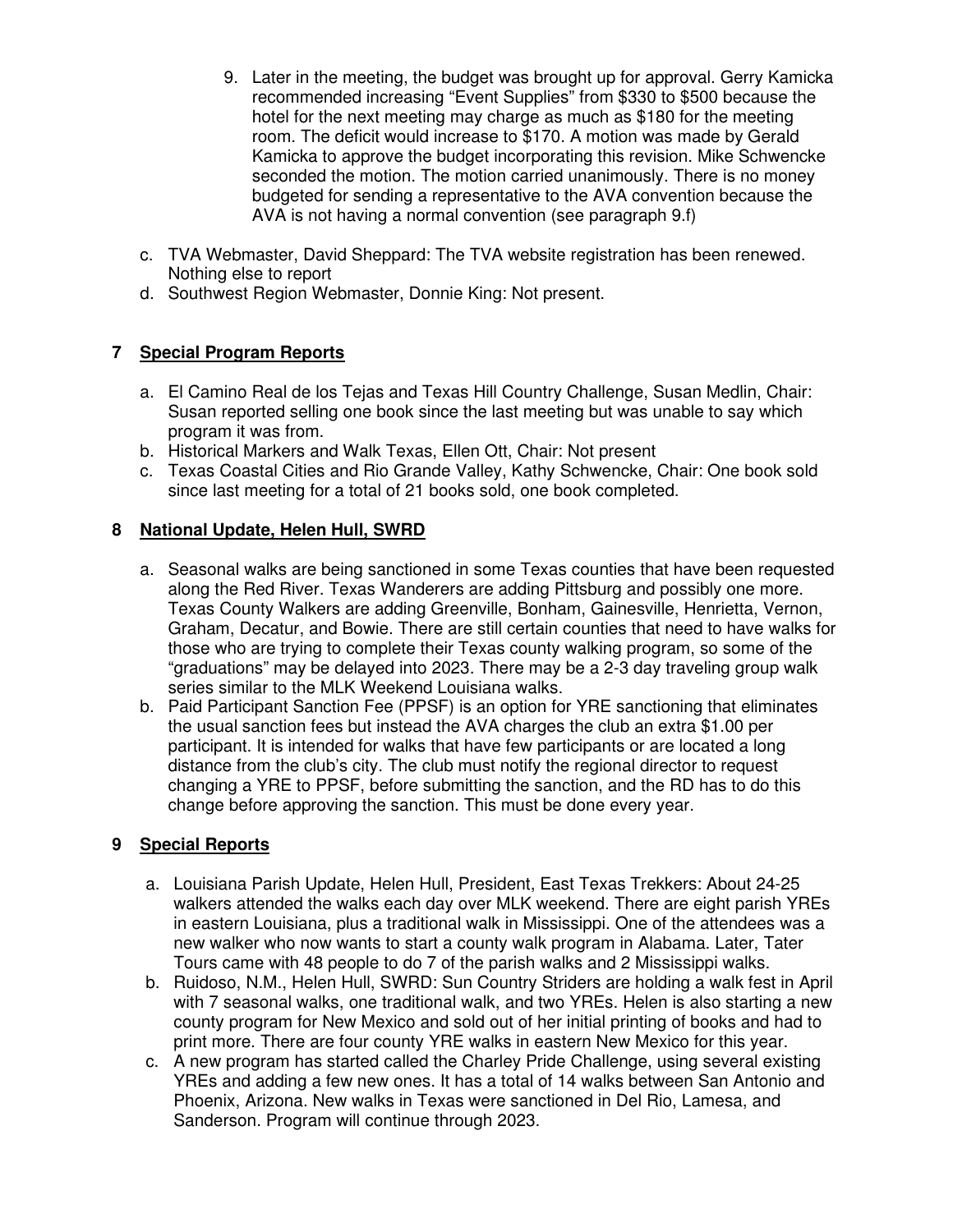9. Later in the meeting, the budget was brought up for approval. Gerry Kamicka recommended increasing "Event Supplies" from $330 to $500 because the hotel for the next meeting may charge as much as $180 for the meeting room. The deficit would increase to $170. A motion was made by Gerald Kamicka to approve the budget incorporating this revision. Mike Schwencke seconded the motion. The motion carried unanimously. There is no money budgeted for sending a representative to the AVA convention because the AVA is not having a normal convention (see paragraph 9.f)

c. TVA Webmaster, David Sheppard: The TVA website registration has been renewed. Nothing else to report
d. Southwest Region Webmaster, Donnie King: Not present.

## 7 Special Program Reports

a. El Camino Real de los Tejas and Texas Hill Country Challenge, Susan Medlin, Chair: Susan reported selling one book since the last meeting but was unable to say which program it was from.
b. Historical Markers and Walk Texas, Ellen Ott, Chair: Not present
c. Texas Coastal Cities and Rio Grande Valley, Kathy Schwencke, Chair: One book sold since last meeting for a total of 21 books sold, one book completed.

## 8 National Update, Helen Hull, SWRD

a. Seasonal walks are being sanctioned in some Texas counties that have been requested along the Red River. Texas Wanderers are adding Pittsburg and possibly one more. Texas County Walkers are adding Greenville, Bonham, Gainesville, Henrietta, Vernon, Graham, Decatur, and Bowie. There are still certain counties that need to have walks for those who are trying to complete their Texas county walking program, so some of the "graduations" may be delayed into 2023. There may be a 2-3 day traveling group walk series similar to the MLK Weekend Louisiana walks.
b. Paid Participant Sanction Fee (PPSF) is an option for YRE sanctioning that eliminates the usual sanction fees but instead the AVA charges the club an extra $1.00 per participant. It is intended for walks that have few participants or are located a long distance from the club's city. The club must notify the regional director to request changing a YRE to PPSF, before submitting the sanction, and the RD has to do this change before approving the sanction. This must be done every year.

## 9 Special Reports

a. Louisiana Parish Update, Helen Hull, President, East Texas Trekkers: About 24-25 walkers attended the walks each day over MLK weekend. There are eight parish YREs in eastern Louisiana, plus a traditional walk in Mississippi. One of the attendees was a new walker who now wants to start a county walk program in Alabama. Later, Tater Tours came with 48 people to do 7 of the parish walks and 2 Mississippi walks.
b. Ruidoso, N.M., Helen Hull, SWRD: Sun Country Striders are holding a walk fest in April with 7 seasonal walks, one traditional walk, and two YREs. Helen is also starting a new county program for New Mexico and sold out of her initial printing of books and had to print more. There are four county YRE walks in eastern New Mexico for this year.
c. A new program has started called the Charley Pride Challenge, using several existing YREs and adding a few new ones. It has a total of 14 walks between San Antonio and Phoenix, Arizona. New walks in Texas were sanctioned in Del Rio, Lamesa, and Sanderson. Program will continue through 2023.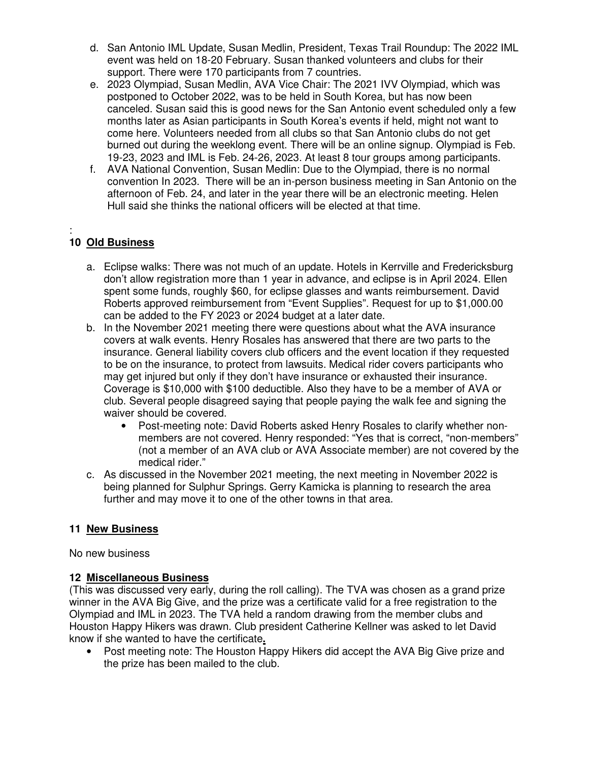d. San Antonio IML Update, Susan Medlin, President, Texas Trail Roundup: The 2022 IML event was held on 18-20 February. Susan thanked volunteers and clubs for their support. There were 170 participants from 7 countries.

e. 2023 Olympiad, Susan Medlin, AVA Vice Chair: The 2021 IVV Olympiad, which was postponed to October 2022, was to be held in South Korea, but has now been canceled. Susan said this is good news for the San Antonio event scheduled only a few months later as Asian participants in South Korea's events if held, might not want to come here. Volunteers needed from all clubs so that San Antonio clubs do not get burned out during the weeklong event. There will be an online signup. Olympiad is Feb. 19-23, 2023 and IML is Feb. 24-26, 2023. At least 8 tour groups among participants.

f. AVA National Convention, Susan Medlin: Due to the Olympiad, there is no normal convention In 2023. There will be an in-person business meeting in San Antonio on the afternoon of Feb. 24, and later in the year there will be an electronic meeting. Helen Hull said she thinks the national officers will be elected at that time.

:

## 10 Old Business

a. Eclipse walks: There was not much of an update. Hotels in Kerrville and Fredericksburg don't allow registration more than 1 year in advance, and eclipse is in April 2024. Ellen spent some funds, roughly $60, for eclipse glasses and wants reimbursement. David Roberts approved reimbursement from "Event Supplies". Request for up to $1,000.00 can be added to the FY 2023 or 2024 budget at a later date.

b. In the November 2021 meeting there were questions about what the AVA insurance covers at walk events. Henry Rosales has answered that there are two parts to the insurance. General liability covers club officers and the event location if they requested to be on the insurance, to protect from lawsuits. Medical rider covers participants who may get injured but only if they don't have insurance or exhausted their insurance. Coverage is $10,000 with $100 deductible. Also they have to be a member of AVA or club. Several people disagreed saying that people paying the walk fee and signing the waiver should be covered.
   - Post-meeting note: David Roberts asked Henry Rosales to clarify whether non-members are not covered. Henry responded: "Yes that is correct, "non-members" (not a member of an AVA club or AVA Associate member) are not covered by the medical rider."

c. As discussed in the November 2021 meeting, the next meeting in November 2022 is being planned for Sulphur Springs. Gerry Kamicka is planning to research the area further and may move it to one of the other towns in that area.

## 11 New Business

No new business

## 12 Miscellaneous Business

(This was discussed very early, during the roll calling). The TVA was chosen as a grand prize winner in the AVA Big Give, and the prize was a certificate valid for a free registration to the Olympiad and IML in 2023. The TVA held a random drawing from the member clubs and Houston Happy Hikers was drawn. Club president Catherine Kellner was asked to let David know if she wanted to have the certificate.

- Post meeting note: The Houston Happy Hikers did accept the AVA Big Give prize and the prize has been mailed to the club.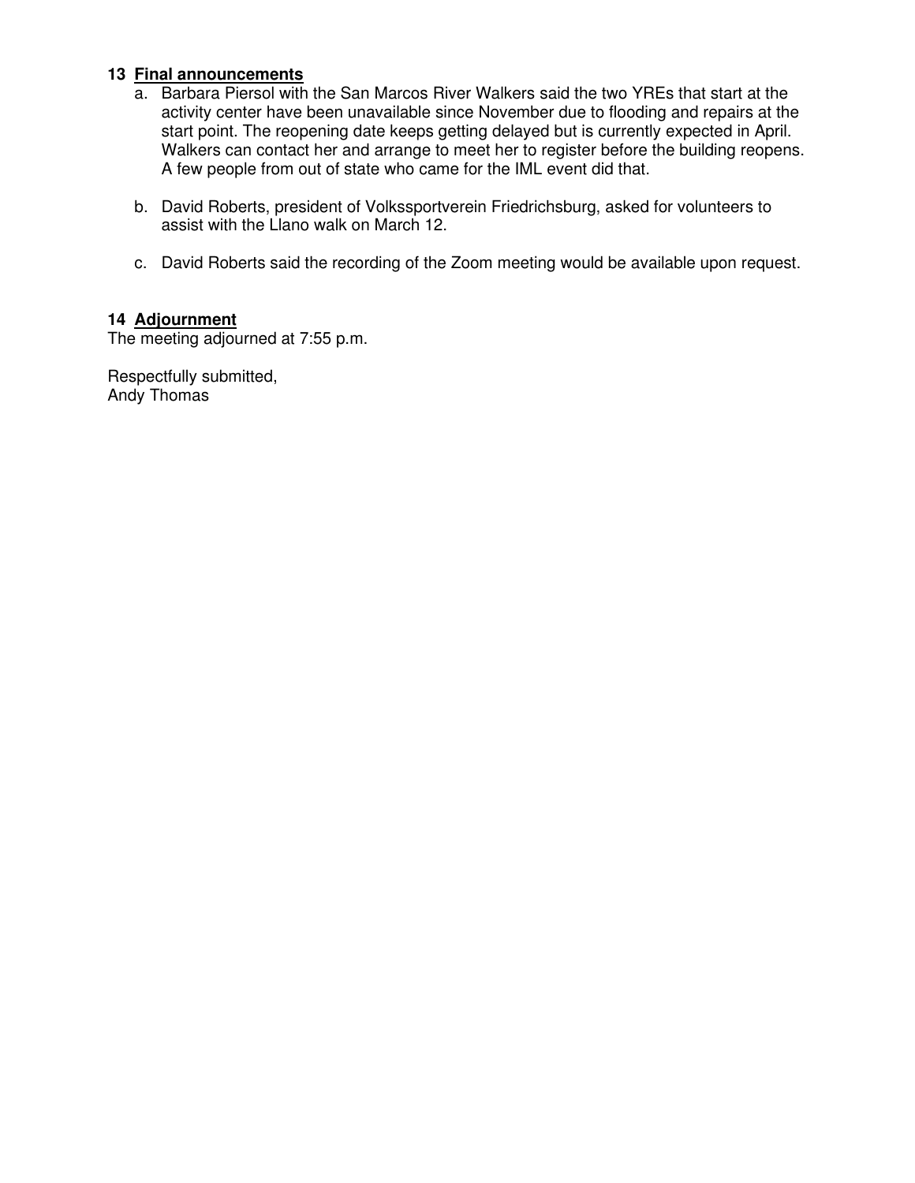## 13 Final announcements

a. Barbara Piersol with the San Marcos River Walkers said the two YREs that start at the activity center have been unavailable since November due to flooding and repairs at the start point. The reopening date keeps getting delayed but is currently expected in April. Walkers can contact her and arrange to meet her to register before the building reopens. A few people from out of state who came for the IML event did that.

b. David Roberts, president of Volkssportverein Friedrichsburg, asked for volunteers to assist with the Llano walk on March 12.

c. David Roberts said the recording of the Zoom meeting would be available upon request.

## 14 Adjournment

The meeting adjourned at 7:55 p.m.

Respectfully submitted,
Andy Thomas